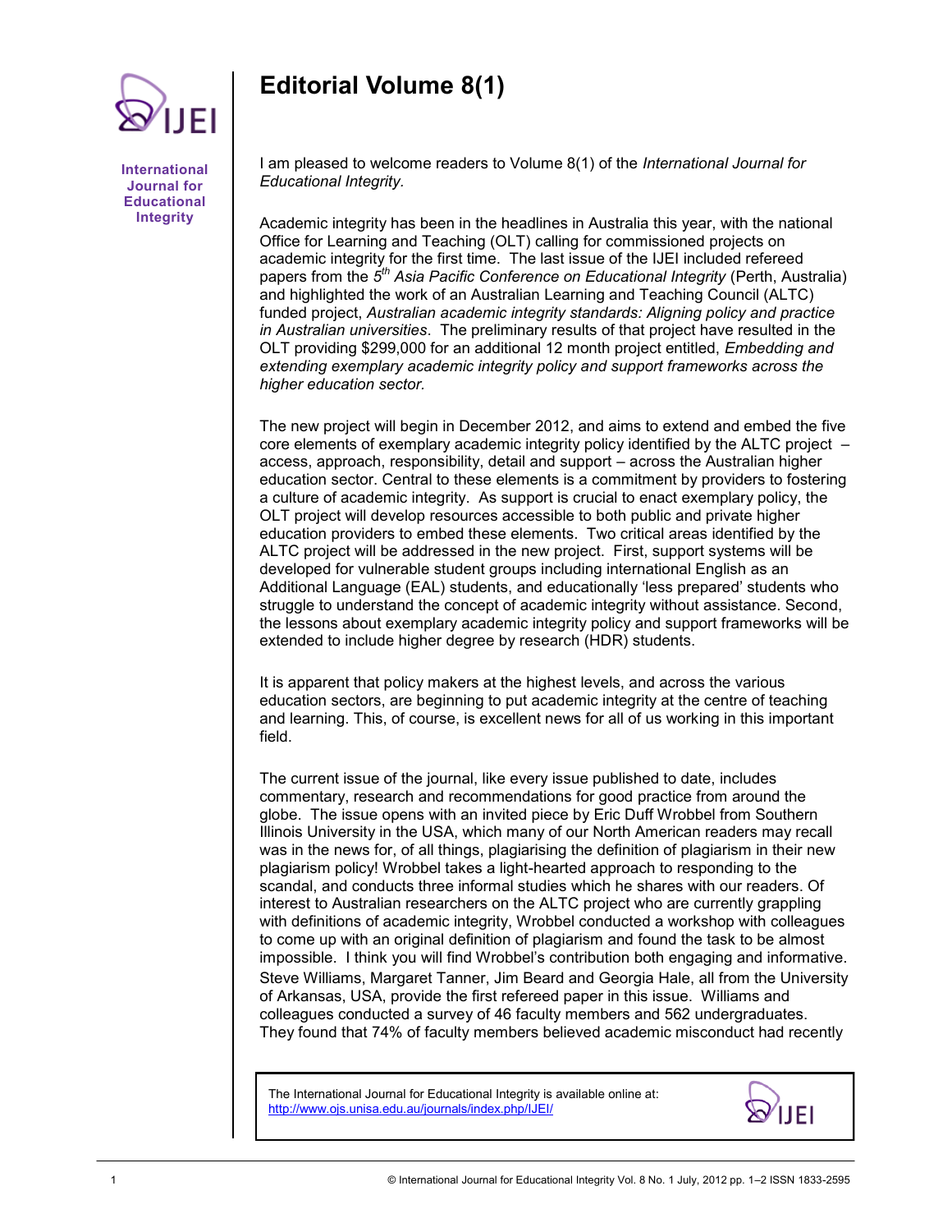# Editorial Volume 8(1)

I am pleased to welcome readers to Volume 8(1) of the *International Journal for Educational Integrity*.

Academic integrity has been in the headlines in Australia this year, with the national Office for Learning and Teaching (OLT) calling for commissioned projects on academic integrity for the first time. The last issue of the IJEI included refereed papers from the 5th *Asia Pacific Conference on Educational Integrity* (Perth, Australia) and highlighted the work of an Australian Learning and Teaching Council (ALTC) funded project, *Australian academic integrity standards: Aligning policy and practice in Australian universities*. The preliminary results of that project have resulted in the OLT providing $299,000 for an additional 12 month project entitled, *Embedding and extending exemplary academic integrity policy and support frameworks across the higher education sector*.

The new project will begin in December 2012, and aims to extend and embed the five core elements of exemplary academic integrity policy identified by the ALTC project – access, approach, responsibility, detail and support – across the Australian higher education sector. Central to these elements is a commitment by providers to fostering a culture of academic integrity. As support is crucial to enact exemplary policy, the OLT project will develop resources accessible to both public and private higher education providers to embed these elements. Two critical areas identified by the ALTC project will be addressed in the new project. First, support systems will be developed for vulnerable student groups including international English as an Additional Language (EAL) students, and educationally 'less prepared' students who struggle to understand the concept of academic integrity without assistance. Second, the lessons about exemplary academic integrity policy and support frameworks will be extended to include higher degree by research (HDR) students.

It is apparent that policy makers at the highest levels, and across the various education sectors, are beginning to put academic integrity at the centre of teaching and learning. This, of course, is excellent news for all of us working in this important field.

The current issue of the journal, like every issue published to date, includes commentary, research and recommendations for good practice from around the globe. The issue opens with an invited piece by Eric Duff Wrobbel from Southern Illinois University in the USA, which many of our North American readers may recall was in the news for, of all things, plagiarising the definition of plagiarism in their new plagiarism policy! Wrobbel takes a light-hearted approach to responding to the scandal, and conducts three informal studies which he shares with our readers. Of interest to Australian researchers on the ALTC project who are currently grappling with definitions of academic integrity, Wrobbel conducted a workshop with colleagues to come up with an original definition of plagiarism and found the task to be almost impossible. I think you will find Wrobbel's contribution both engaging and informative. Steve Williams, Margaret Tanner, Jim Beard and Georgia Hale, all from the University of Arkansas, USA, provide the first refereed paper in this issue. Williams and colleagues conducted a survey of 46 faculty members and 562 undergraduates. They found that 74% of faculty members believed academic misconduct had recently

The International Journal for Educational Integrity is available online at: http://www.ojs.unisa.edu.au/journals/index.php/IJEI/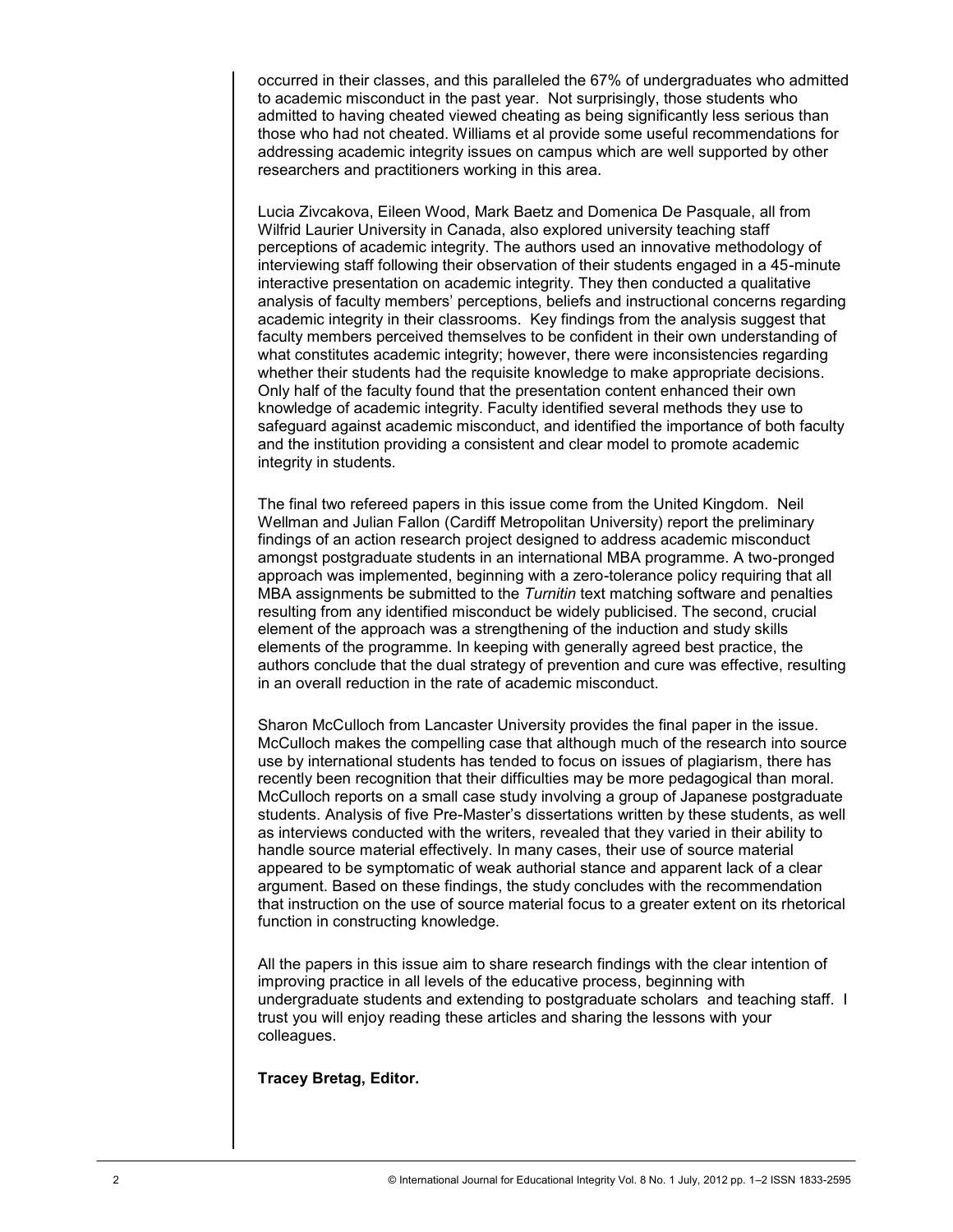occurred in their classes, and this paralleled the 67% of undergraduates who admitted to academic misconduct in the past year. Not surprisingly, those students who admitted to having cheated viewed cheating as being significantly less serious than those who had not cheated. Williams et al provide some useful recommendations for addressing academic integrity issues on campus which are well supported by other researchers and practitioners working in this area.

Lucia Zivcakova, Eileen Wood, Mark Baetz and Domenica De Pasquale, all from Wilfrid Laurier University in Canada, also explored university teaching staff perceptions of academic integrity. The authors used an innovative methodology of interviewing staff following their observation of their students engaged in a 45-minute interactive presentation on academic integrity. They then conducted a qualitative analysis of faculty members' perceptions, beliefs and instructional concerns regarding academic integrity in their classrooms. Key findings from the analysis suggest that faculty members perceived themselves to be confident in their own understanding of what constitutes academic integrity; however, there were inconsistencies regarding whether their students had the requisite knowledge to make appropriate decisions. Only half of the faculty found that the presentation content enhanced their own knowledge of academic integrity. Faculty identified several methods they use to safeguard against academic misconduct, and identified the importance of both faculty and the institution providing a consistent and clear model to promote academic integrity in students.

The final two refereed papers in this issue come from the United Kingdom. Neil Wellman and Julian Fallon (Cardiff Metropolitan University) report the preliminary findings of an action research project designed to address academic misconduct amongst postgraduate students in an international MBA programme. A two-pronged approach was implemented, beginning with a zero-tolerance policy requiring that all MBA assignments be submitted to the *Turnitin* text matching software and penalties resulting from any identified misconduct be widely publicised. The second, crucial element of the approach was a strengthening of the induction and study skills elements of the programme. In keeping with generally agreed best practice, the authors conclude that the dual strategy of prevention and cure was effective, resulting in an overall reduction in the rate of academic misconduct.

Sharon McCulloch from Lancaster University provides the final paper in the issue. McCulloch makes the compelling case that although much of the research into source use by international students has tended to focus on issues of plagiarism, there has recently been recognition that their difficulties may be more pedagogical than moral. McCulloch reports on a small case study involving a group of Japanese postgraduate students. Analysis of five Pre-Master's dissertations written by these students, as well as interviews conducted with the writers, revealed that they varied in their ability to handle source material effectively. In many cases, their use of source material appeared to be symptomatic of weak authorial stance and apparent lack of a clear argument. Based on these findings, the study concludes with the recommendation that instruction on the use of source material focus to a greater extent on its rhetorical function in constructing knowledge.

All the papers in this issue aim to share research findings with the clear intention of improving practice in all levels of the educative process, beginning with undergraduate students and extending to postgraduate scholars and teaching staff. I trust you will enjoy reading these articles and sharing the lessons with your colleagues.

**Tracey Bretag, Editor.**